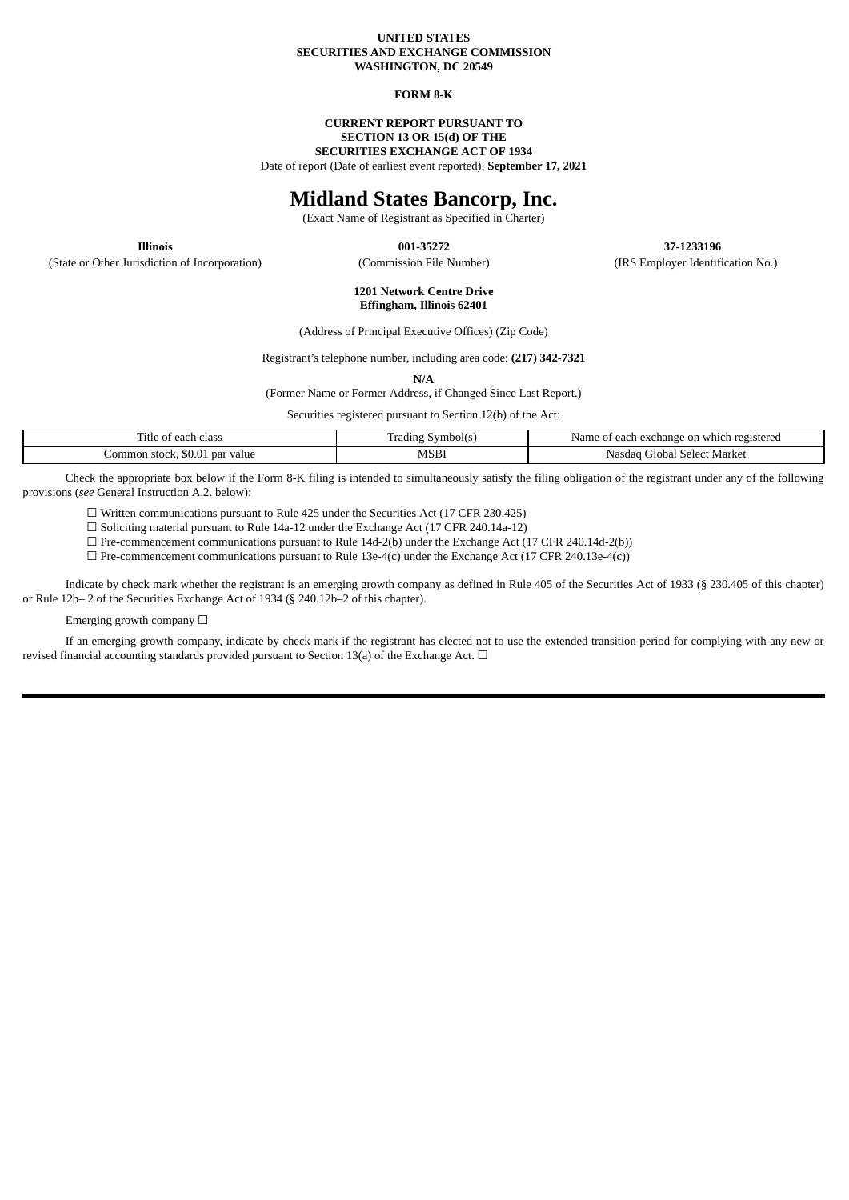**UNITED STATES**
**SECURITIES AND EXCHANGE COMMISSION**
**WASHINGTON, DC 20549**

**FORM 8-K**

**CURRENT REPORT PURSUANT TO**
**SECTION 13 OR 15(d) OF THE**
**SECURITIES EXCHANGE ACT OF 1934**

Date of report (Date of earliest event reported): **September 17, 2021**

# Midland States Bancorp, Inc.

(Exact Name of Registrant as Specified in Charter)

| **Illinois** | **001-35272** | **37-1233196** |
|---|---|---|
| (State or Other Jurisdiction of Incorporation) | (Commission File Number) | (IRS Employer Identification No.) |

**1201 Network Centre Drive**
**Effingham, Illinois 62401**

(Address of Principal Executive Offices) (Zip Code)

Registrant's telephone number, including area code: **(217) 342-7321**

**N/A**

(Former Name or Former Address, if Changed Since Last Report.)

Securities registered pursuant to Section 12(b) of the Act:

| Title of each class | Trading Symbol(s) | Name of each exchange on which registered |
|---|---|---|
| Common stock, $0.01 par value | MSBI | Nasdaq Global Select Market |

Check the appropriate box below if the Form 8-K filing is intended to simultaneously satisfy the filing obligation of the registrant under any of the following provisions (*see* General Instruction A.2. below):

☐ Written communications pursuant to Rule 425 under the Securities Act (17 CFR 230.425)

☐ Soliciting material pursuant to Rule 14a-12 under the Exchange Act (17 CFR 240.14a-12)

☐ Pre-commencement communications pursuant to Rule 14d-2(b) under the Exchange Act (17 CFR 240.14d-2(b))

☐ Pre-commencement communications pursuant to Rule 13e-4(c) under the Exchange Act (17 CFR 240.13e-4(c))

Indicate by check mark whether the registrant is an emerging growth company as defined in Rule 405 of the Securities Act of 1933 (§ 230.405 of this chapter) or Rule 12b– 2 of the Securities Exchange Act of 1934 (§ 240.12b–2 of this chapter).

Emerging growth company ☐

If an emerging growth company, indicate by check mark if the registrant has elected not to use the extended transition period for complying with any new or revised financial accounting standards provided pursuant to Section 13(a) of the Exchange Act. ☐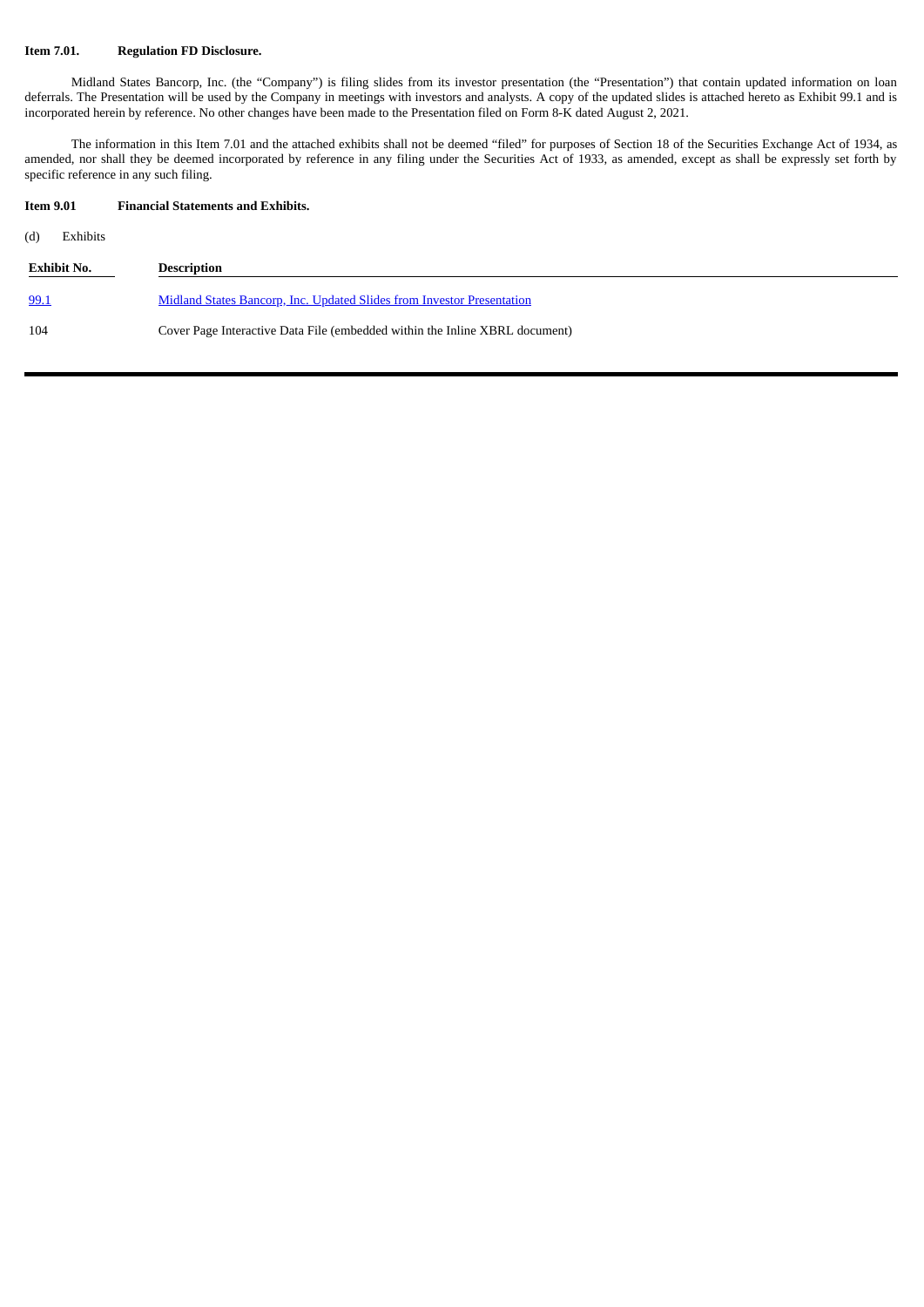**Item 7.01. Regulation FD Disclosure.**

Midland States Bancorp, Inc. (the "Company") is filing slides from its investor presentation (the "Presentation") that contain updated information on loan deferrals. The Presentation will be used by the Company in meetings with investors and analysts. A copy of the updated slides is attached hereto as Exhibit 99.1 and is incorporated herein by reference. No other changes have been made to the Presentation filed on Form 8-K dated August 2, 2021.

The information in this Item 7.01 and the attached exhibits shall not be deemed "filed" for purposes of Section 18 of the Securities Exchange Act of 1934, as amended, nor shall they be deemed incorporated by reference in any filing under the Securities Act of 1933, as amended, except as shall be expressly set forth by specific reference in any such filing.

**Item 9.01 Financial Statements and Exhibits.**

(d) Exhibits

| Exhibit No. | Description |
| --- | --- |
| 99.1 | Midland States Bancorp, Inc. Updated Slides from Investor Presentation |
| 104 | Cover Page Interactive Data File (embedded within the Inline XBRL document) |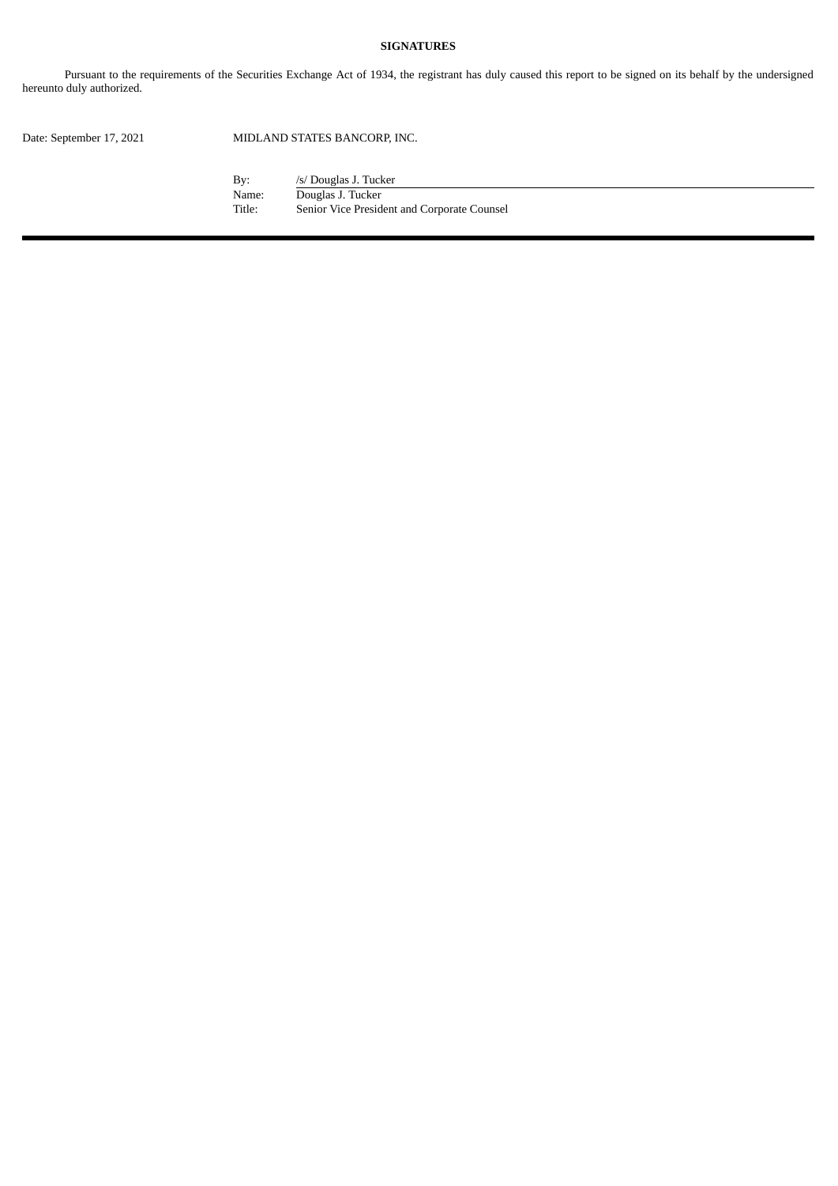**SIGNATURES**

Pursuant to the requirements of the Securities Exchange Act of 1934, the registrant has duly caused this report to be signed on its behalf by the undersigned hereunto duly authorized.

| Date: September 17, 2021 | MIDLAND STATES BANCORP, INC. | |
|---|---|---|
| | By: | /s/ Douglas J. Tucker |
| | Name: | Douglas J. Tucker |
| | Title: | Senior Vice President and Corporate Counsel |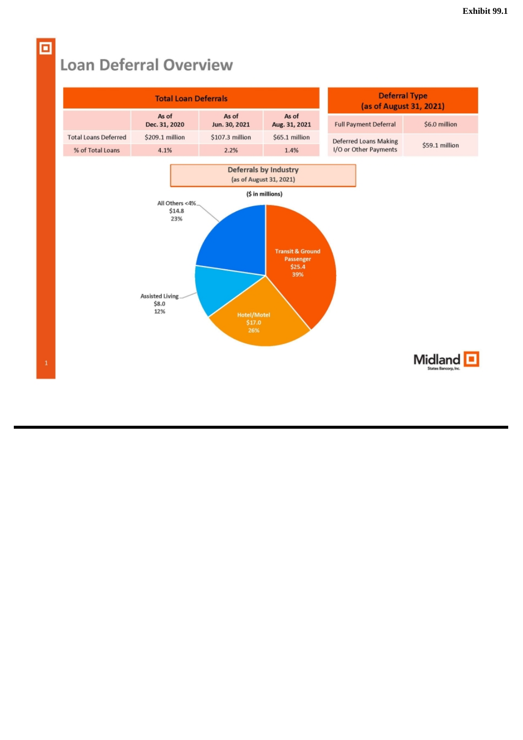Exhibit 99.1

# Loan Deferral Overview

| Total Loan Deferrals | | | |
|---|---|---|---|
| | As of Dec. 31, 2020 | As of Jun. 30, 2021 | As of Aug. 31, 2021 |
| Total Loans Deferred | $209.1 million | $107.3 million | $65.1 million |
| % of Total Loans | 4.1% | 2.2% | 1.4% |

| Deferral Type (as of August 31, 2021) | |
|---|---|
| Full Payment Deferral | $6.0 million |
| Deferred Loans Making I/O or Other Payments | $59.1 million |

**Deferrals by Industry**
(as of August 31, 2021)

($ in millions)

| Industry | Amount | % |
|---|---|---|
| Transit & Ground Passenger | $25.4 | 39% |
| Hotel/Motel | $17.0 | 26% |
| Assisted Living | $8.0 | 12% |
| All Others <4% | $14.8 | 23% |

Midland States Bancorp, Inc.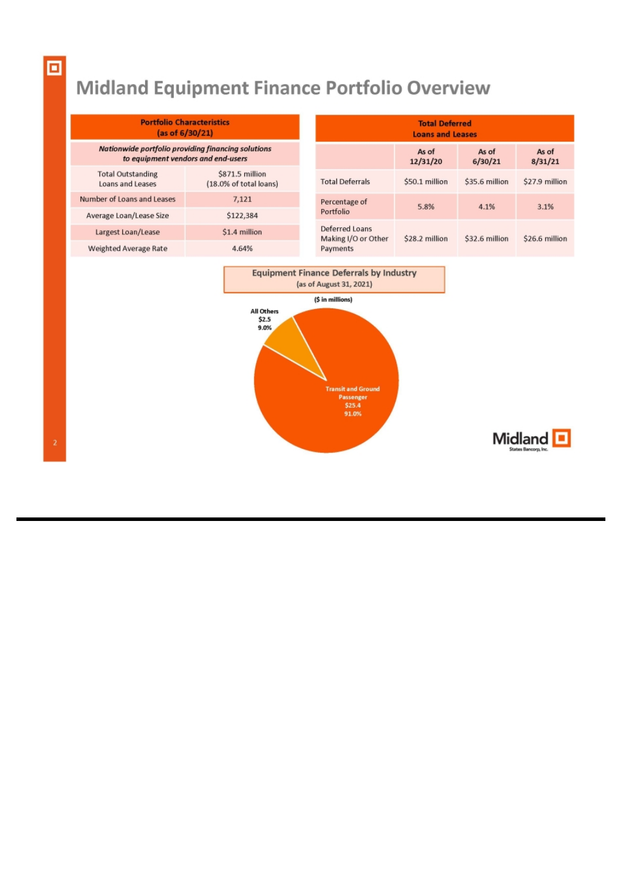# Midland Equipment Finance Portfolio Overview

| Portfolio Characteristics (as of 6/30/21) | |
|---|---|
| *Nationwide portfolio providing financing solutions to equipment vendors and end-users* | |
| Total Outstanding Loans and Leases | $871.5 million (18.0% of total loans) |
| Number of Loans and Leases | 7,121 |
| Average Loan/Lease Size | $122,384 |
| Largest Loan/Lease | $1.4 million |
| Weighted Average Rate | 4.64% |

| Total Deferred Loans and Leases | As of 12/31/20 | As of 6/30/21 | As of 8/31/21 |
|---|---|---|---|
| Total Deferrals | $50.1 million | $35.6 million | $27.9 million |
| Percentage of Portfolio | 5.8% | 4.1% | 3.1% |
| Deferred Loans Making I/O or Other Payments | $28.2 million | $32.6 million | $26.6 million |

**Equipment Finance Deferrals by Industry**
(as of August 31, 2021)

($ in millions)

- All Others: $2.5, 9.0%
- Transit and Ground Passenger: $25.4, 91.0%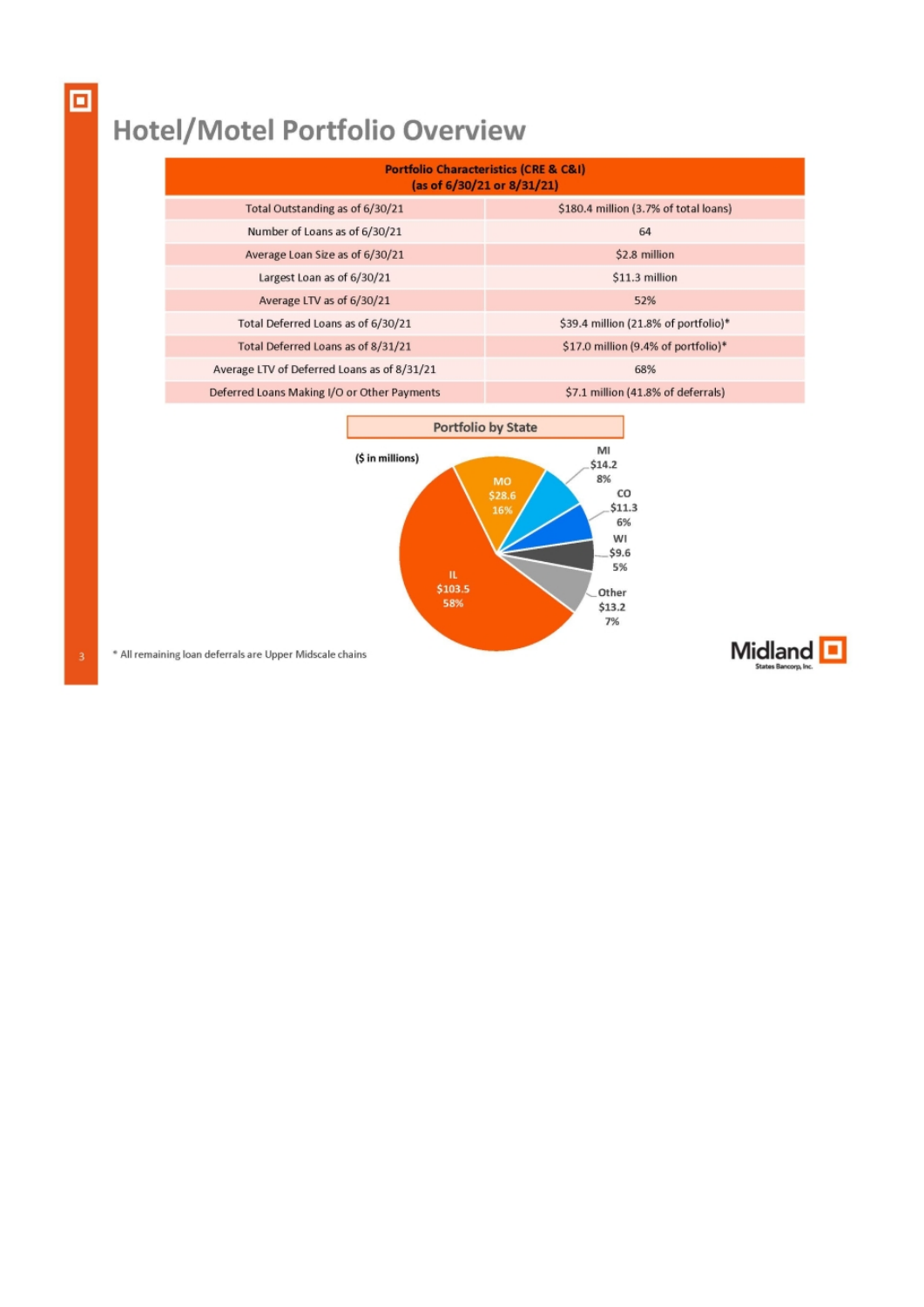# Hotel/Motel Portfolio Overview

| Portfolio Characteristics (CRE & C&I) (as of 6/30/21 or 8/31/21) | |
|---|---|
| Total Outstanding as of 6/30/21 | $180.4 million (3.7% of total loans) |
| Number of Loans as of 6/30/21 | 64 |
| Average Loan Size as of 6/30/21 | $2.8 million |
| Largest Loan as of 6/30/21 | $11.3 million |
| Average LTV as of 6/30/21 | 52% |
| Total Deferred Loans as of 6/30/21 | $39.4 million (21.8% of portfolio)* |
| Total Deferred Loans as of 8/31/21 | $17.0 million (9.4% of portfolio)* |
| Average LTV of Deferred Loans as of 8/31/21 | 68% |
| Deferred Loans Making I/O or Other Payments | $7.1 million (41.8% of deferrals) |

**Portfolio by State**

($ in millions)

IL
$103.5
58%

MO
$28.6
16%

MI
$14.2
8%

CO
$11.3
6%

WI
$9.6
5%

Other
$13.2
7%

\* All remaining loan deferrals are Upper Midscale chains